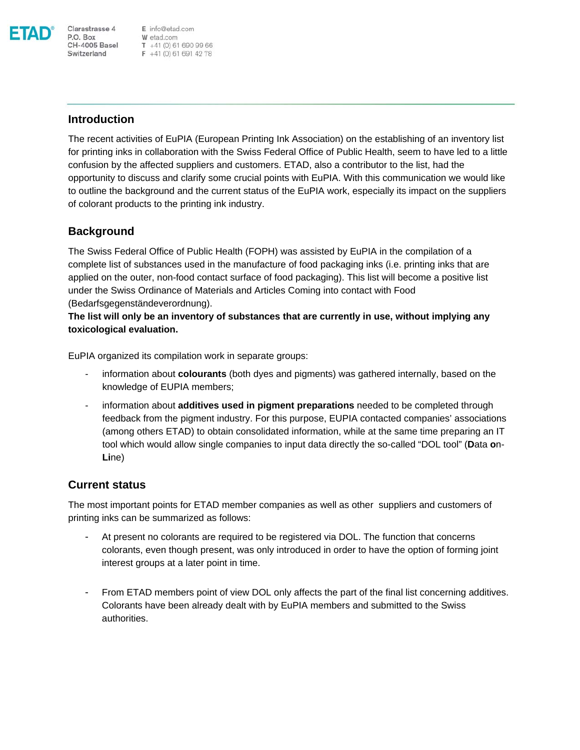**ETAD**® Clarastrasse 4
P.O. Box
CH-4005 Basel
Switzerland

E info@etad.com
W etad.com
T +41 (0) 61 690 99 66
F +41 (0) 61 691 42 78

## Introduction

The recent activities of EuPIA (European Printing Ink Association) on the establishing of an inventory list for printing inks in collaboration with the Swiss Federal Office of Public Health, seem to have led to a little confusion by the affected suppliers and customers. ETAD, also a contributor to the list, had the opportunity to discuss and clarify some crucial points with EuPIA. With this communication we would like to outline the background and the current status of the EuPIA work, especially its impact on the suppliers of colorant products to the printing ink industry.

## Background

The Swiss Federal Office of Public Health (FOPH) was assisted by EuPIA in the compilation of a complete list of substances used in the manufacture of food packaging inks (i.e. printing inks that are applied on the outer, non-food contact surface of food packaging). This list will become a positive list under the Swiss Ordinance of Materials and Articles Coming into contact with Food (Bedarfsgegenständeverordnung).
**The list will only be an inventory of substances that are currently in use, without implying any toxicological evaluation.**

EuPIA organized its compilation work in separate groups:

- information about **colourants** (both dyes and pigments) was gathered internally, based on the knowledge of EUPIA members;
- information about **additives used in pigment preparations** needed to be completed through feedback from the pigment industry. For this purpose, EUPIA contacted companies' associations (among others ETAD) to obtain consolidated information, while at the same time preparing an IT tool which would allow single companies to input data directly the so-called "DOL tool" (**D**ata **o**n-**Li**ne)

## Current status

The most important points for ETAD member companies as well as other suppliers and customers of printing inks can be summarized as follows:

- At present no colorants are required to be registered via DOL. The function that concerns colorants, even though present, was only introduced in order to have the option of forming joint interest groups at a later point in time.

- From ETAD members point of view DOL only affects the part of the final list concerning additives. Colorants have been already dealt with by EuPIA members and submitted to the Swiss authorities.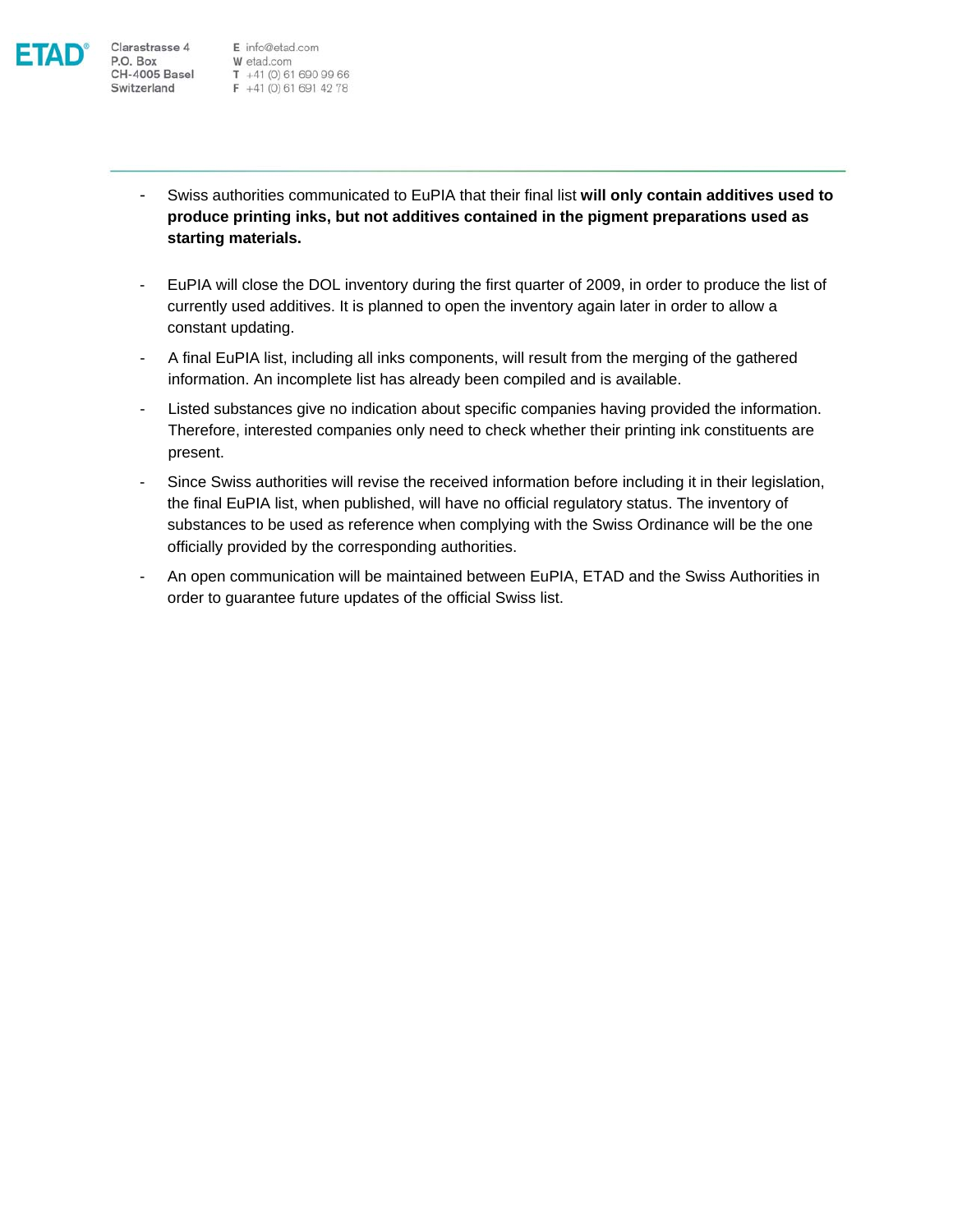- Swiss authorities communicated to EuPIA that their final list **will only contain additives used to produce printing inks, but not additives contained in the pigment preparations used as starting materials.**

- EuPIA will close the DOL inventory during the first quarter of 2009, in order to produce the list of currently used additives. It is planned to open the inventory again later in order to allow a constant updating.

- A final EuPIA list, including all inks components, will result from the merging of the gathered information. An incomplete list has already been compiled and is available.

- Listed substances give no indication about specific companies having provided the information. Therefore, interested companies only need to check whether their printing ink constituents are present.

- Since Swiss authorities will revise the received information before including it in their legislation, the final EuPIA list, when published, will have no official regulatory status. The inventory of substances to be used as reference when complying with the Swiss Ordinance will be the one officially provided by the corresponding authorities.

- An open communication will be maintained between EuPIA, ETAD and the Swiss Authorities in order to guarantee future updates of the official Swiss list.